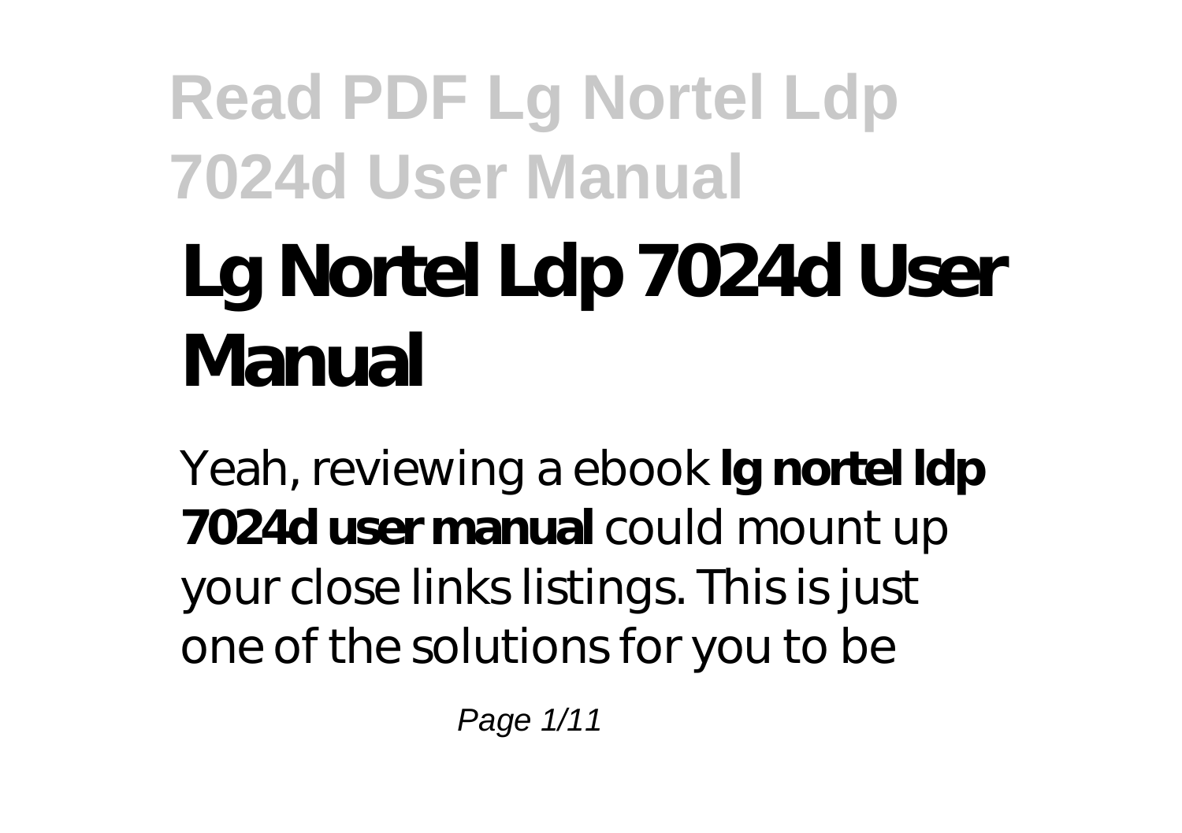# Lg Nortel Ldp 7024d User Manual

Yeah, reviewing a ebook **lg nortel ldp 7024d user manual** could mount up your close links listings. This is just one of the solutions for you to be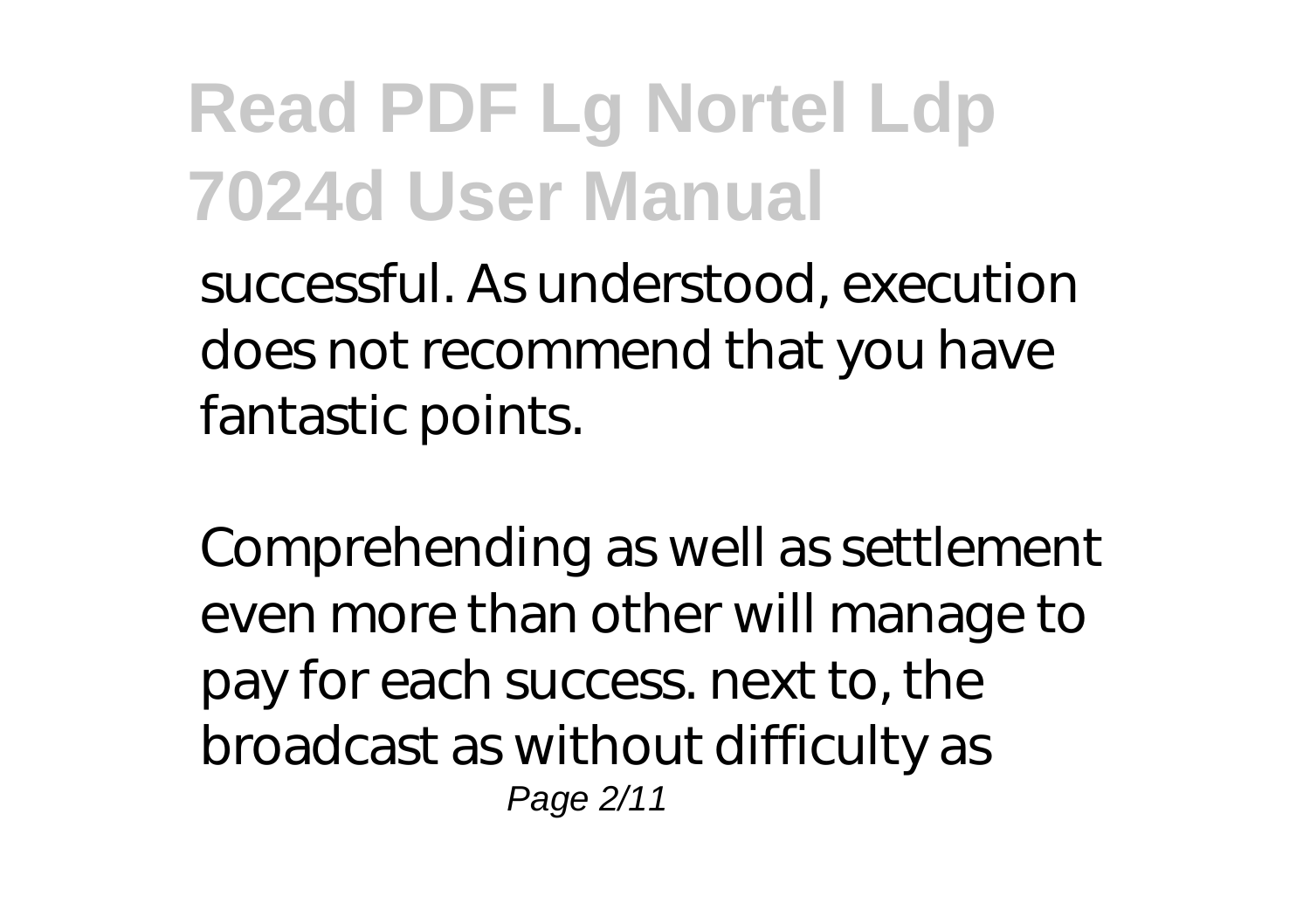successful. As understood, execution does not recommend that you have fantastic points.

Comprehending as well as settlement even more than other will manage to pay for each success. next to, the broadcast as without difficulty as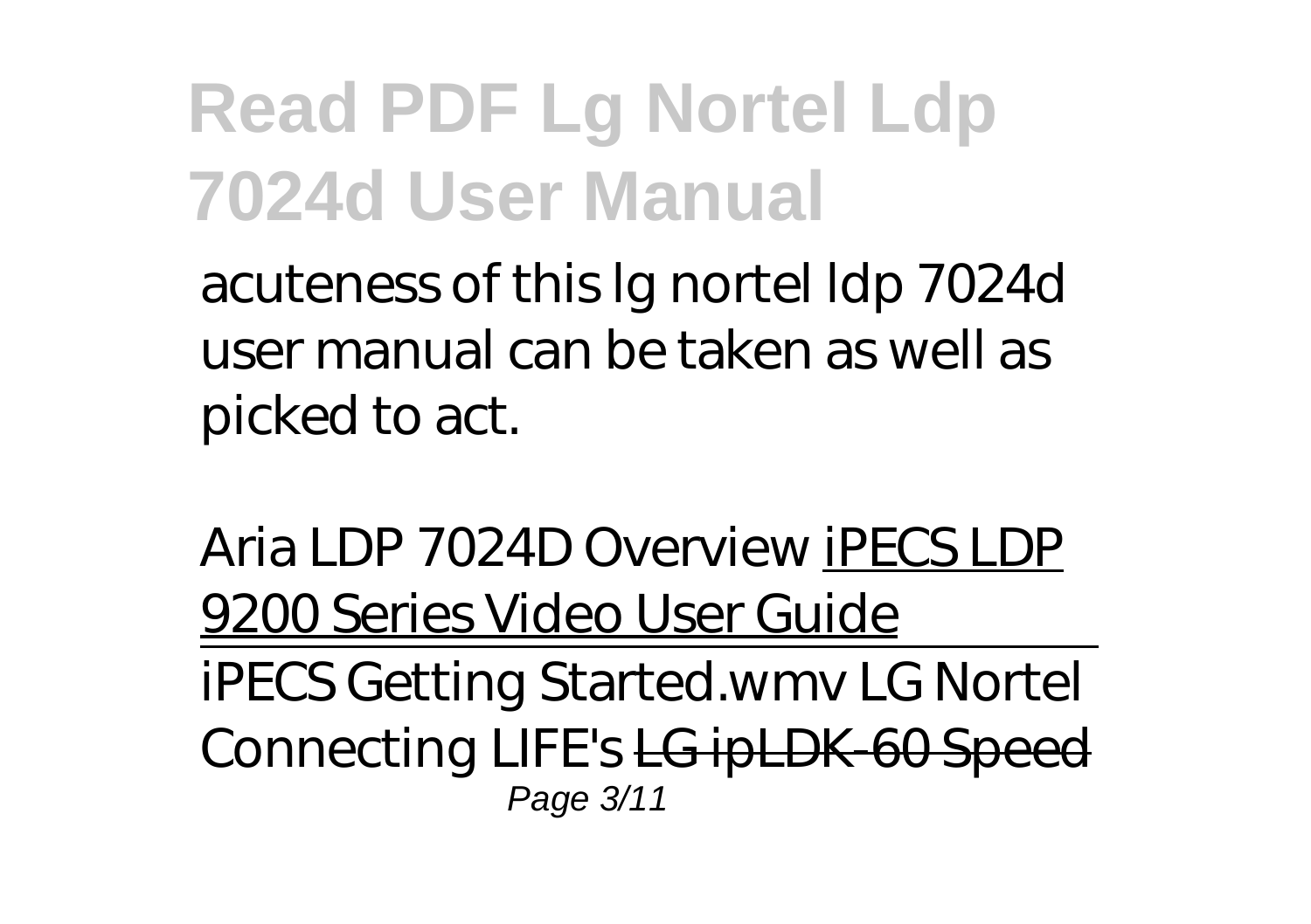acuteness of this lg nortel ldp 7024d user manual can be taken as well as picked to act.

*Aria LDP 7024D Overview* iPECS LDP 9200 Series Video User Guide

---

iPECS Getting Started.wmv *LG Nortel Connecting LIFE's* ~~LG ipLDK-60 Speed~~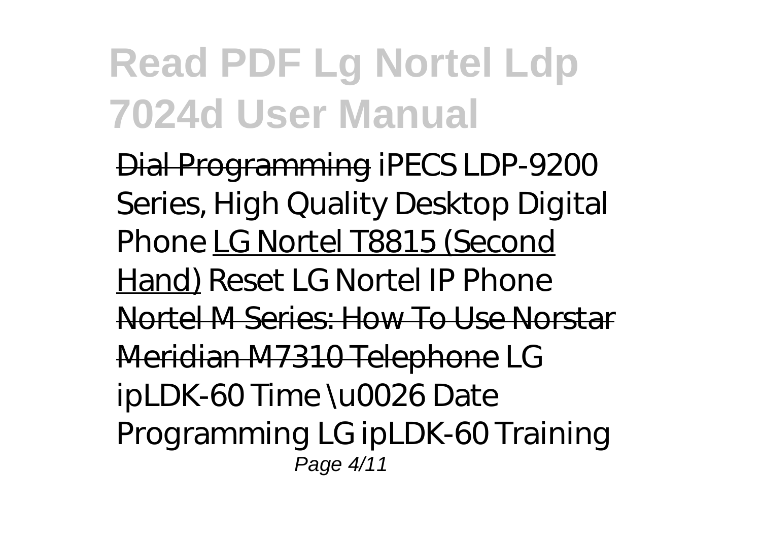Dial Programming *iPECS LDP-9200 Series, High Quality Desktop Digital Phone* LG Nortel T8815 (Second Hand) *Reset LG Nortel IP Phone* Nortel M Series: How To Use Norstar Meridian M7310 Telephone *LG ipLDK-60 Time \u0026 Date Programming LG ipLDK-60 Training*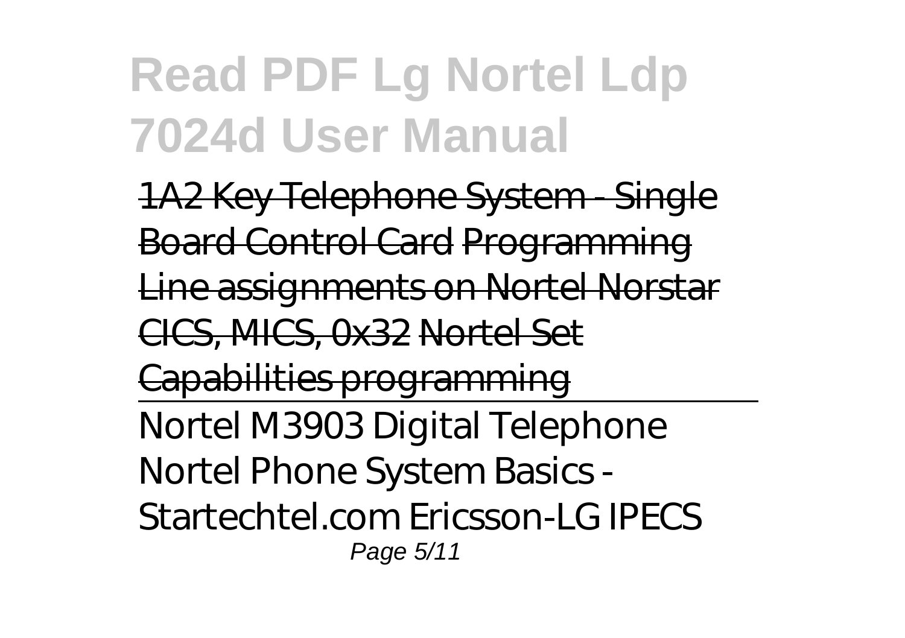1A2 Key Telephone System - Single Board Control Card Programming Line assignments on Nortel Norstar CICS, MICS, 0x32 Nortel Set Capabilities programming

Nortel M3903 Digital Telephone

*Nortel Phone System Basics - Startechtel.com Ericsson-LG IPECS*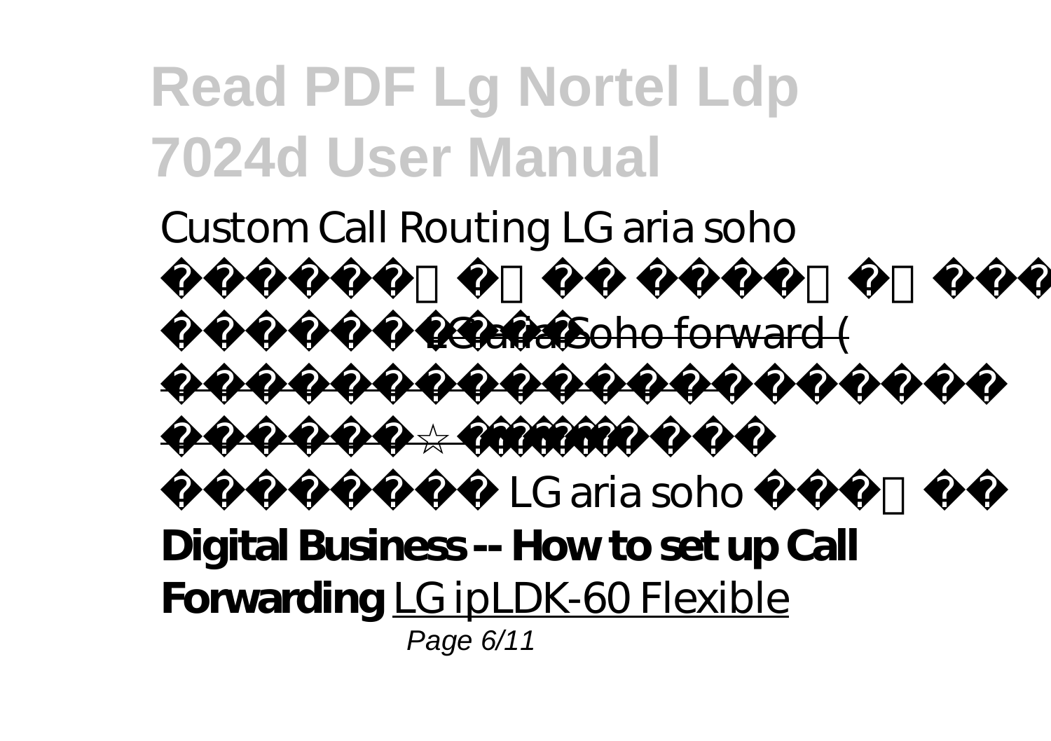*Custom Call Routing LG aria soho*

LG aria Soho forward (

LG aria soho

**Digital Business -- How to set up Call Forwarding** LG ipLDK-60 Flexible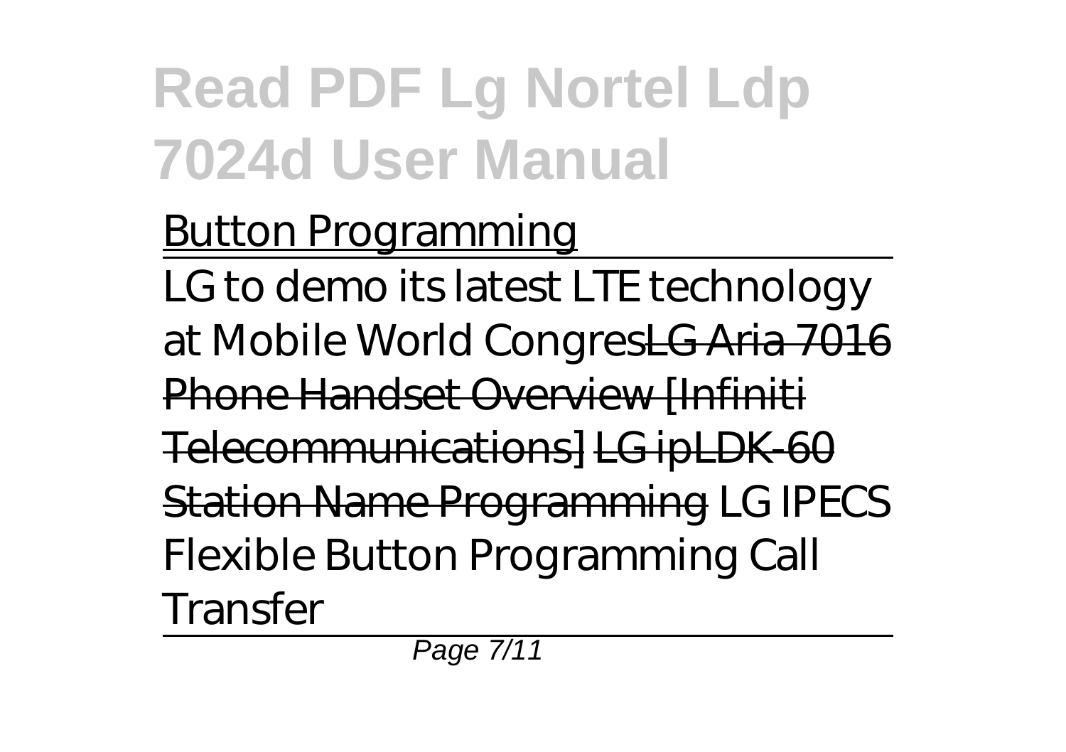Button Programming

LG to demo its latest LTE technology at Mobile World CongresLG Aria 7016 Phone Handset Overview [Infiniti Telecommunications] LG ipLDK-60 Station Name Programming *LG IPECS Flexible Button Programming Call Transfer*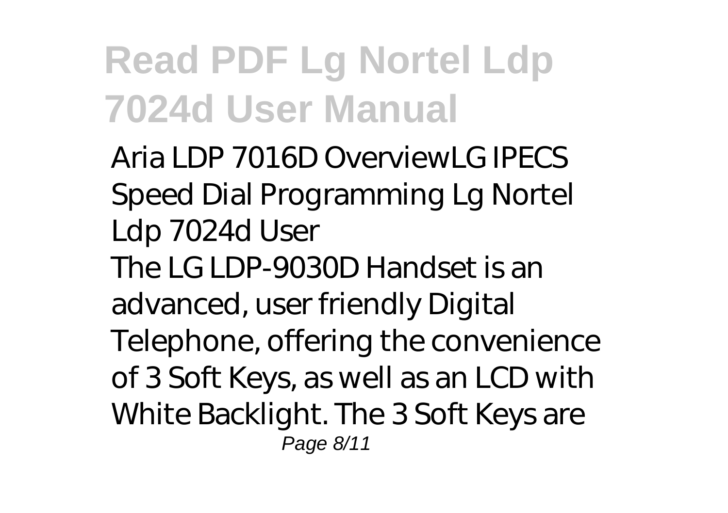*Aria LDP 7016D OverviewLG IPECS Speed Dial Programming Lg Nortel Ldp 7024d User*

The LG LDP-9030D Handset is an advanced, user friendly Digital Telephone, offering the convenience of 3 Soft Keys, as well as an LCD with White Backlight. The 3 Soft Keys are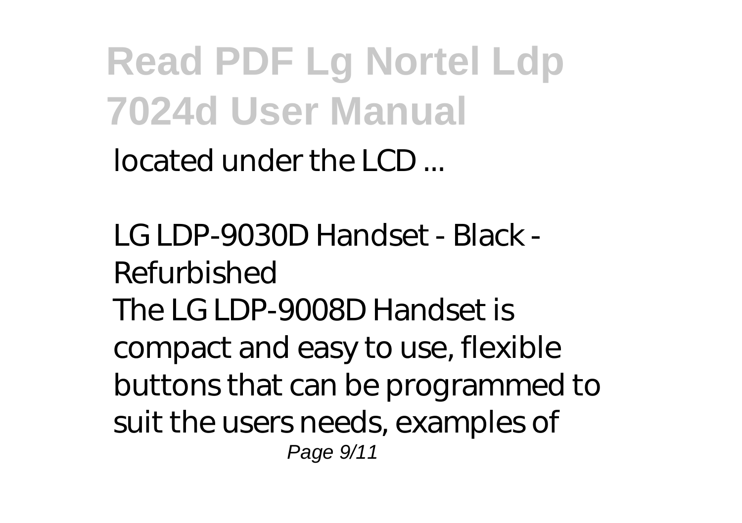located under the LCD ...

*LG LDP-9030D Handset - Black - Refurbished*

The LG LDP-9008D Handset is compact and easy to use, flexible buttons that can be programmed to suit the users needs, examples of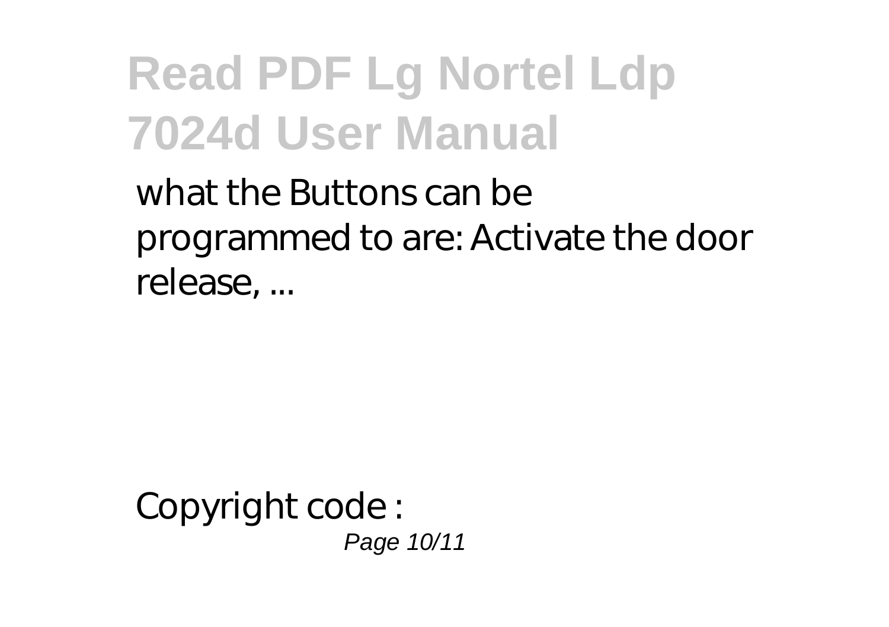what the Buttons can be programmed to are: Activate the door release, ...

Copyright code :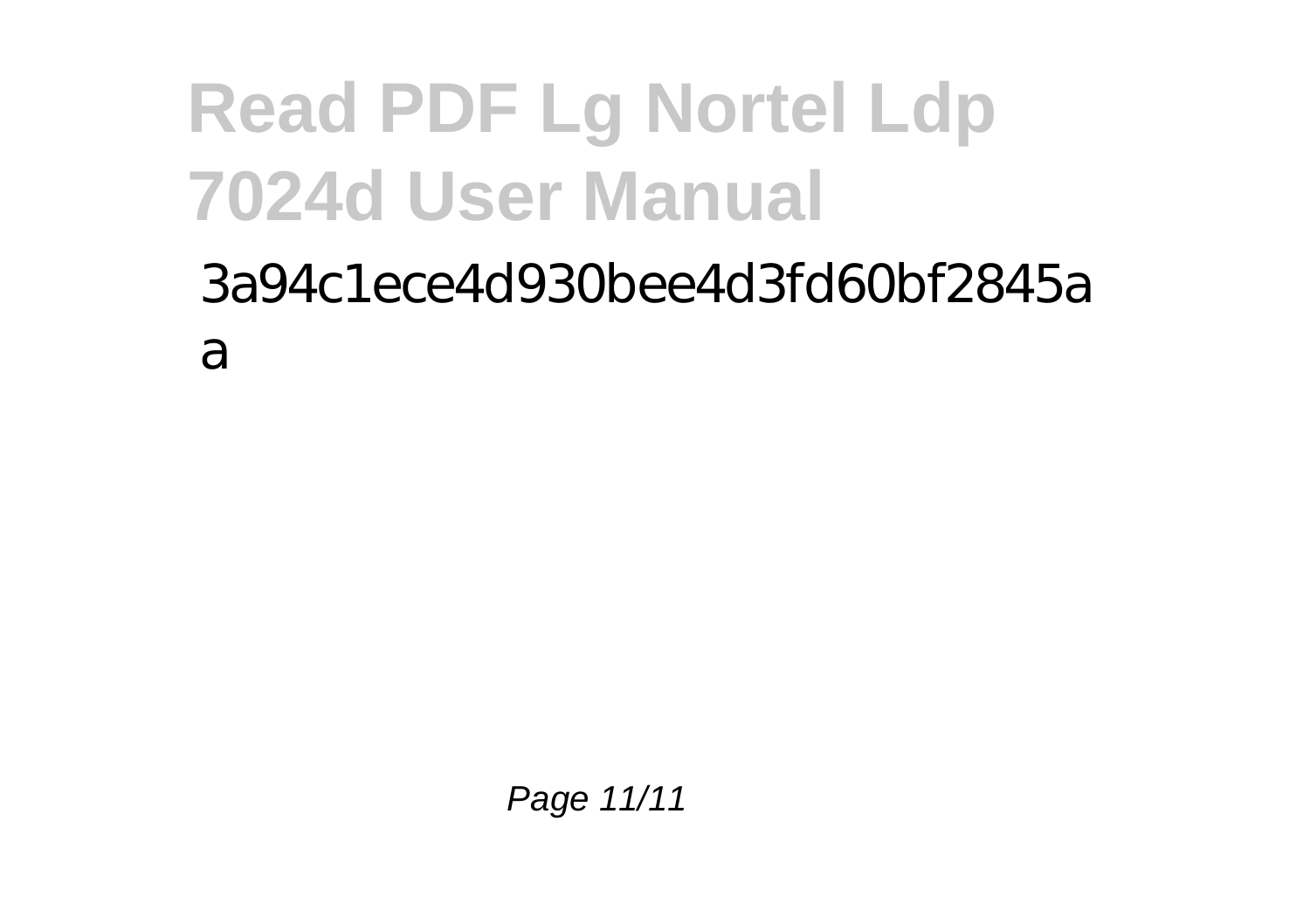3a94c1ece4d930bee4d3fd60bf2845aa